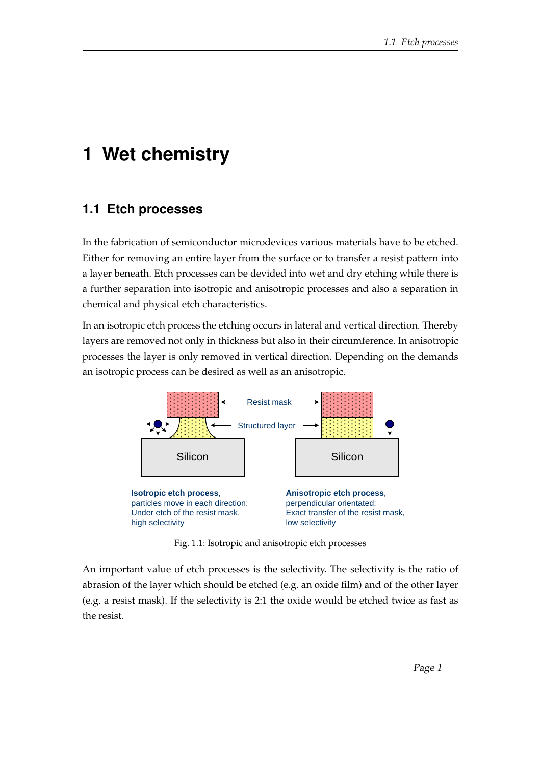# 1 Wet chemistry

## 1.1 Etch processes

In the fabrication of semiconductor microdevices various materials have to be etched. Either for removing an entire layer from the surface or to transfer a resist pattern into a layer beneath. Etch processes can be devided into wet and dry etching while there is a further separation into isotropic and anisotropic processes and also a separation in chemical and physical etch characteristics.

In an isotropic etch process the etching occurs in lateral and vertical direction. Thereby layers are removed not only in thickness but also in their circumference. In anisotropic processes the layer is only removed in vertical direction. Depending on the demands an isotropic process can be desired as well as an anisotropic.

Resist mask

Structured layer

Silicon

Silicon

**Isotropic etch process**, particles move in each direction: Under etch of the resist mask, high selectivity

**Anisotropic etch process**, perpendicular orientated: Exact transfer of the resist mask, low selectivity

Fig. 1.1: Isotropic and anisotropic etch processes

An important value of etch processes is the selectivity. The selectivity is the ratio of abrasion of the layer which should be etched (e.g. an oxide film) and of the other layer (e.g. a resist mask). If the selectivity is 2:1 the oxide would be etched twice as fast as the resist.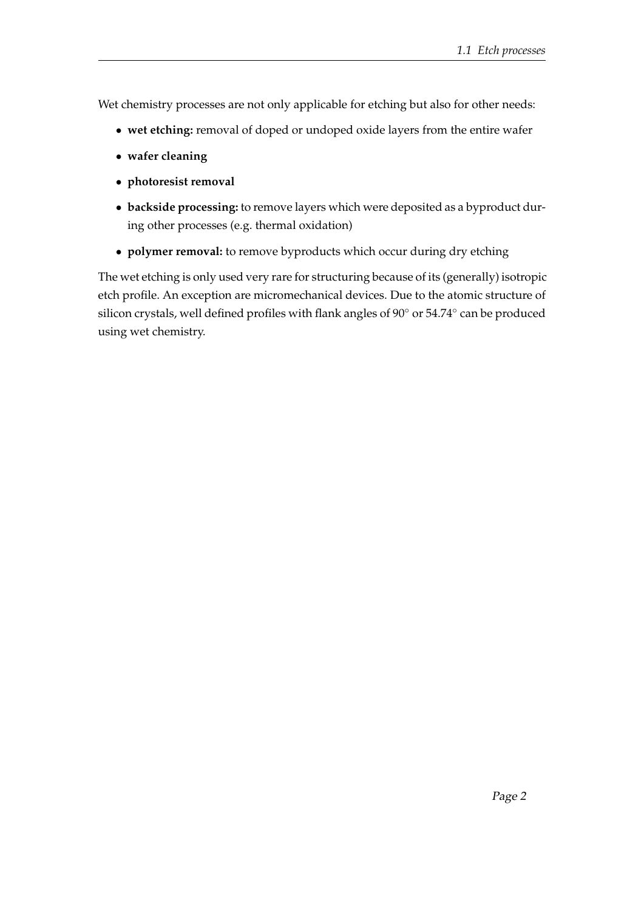Wet chemistry processes are not only applicable for etching but also for other needs:

- **wet etching:** removal of doped or undoped oxide layers from the entire wafer
- **wafer cleaning**
- **photoresist removal**
- **backside processing:** to remove layers which were deposited as a byproduct during other processes (e.g. thermal oxidation)
- **polymer removal:** to remove byproducts which occur during dry etching

The wet etching is only used very rare for structuring because of its (generally) isotropic etch profile. An exception are micromechanical devices. Due to the atomic structure of silicon crystals, well defined profiles with flank angles of $90^{\circ}$ or $54.74^{\circ}$ can be produced using wet chemistry.